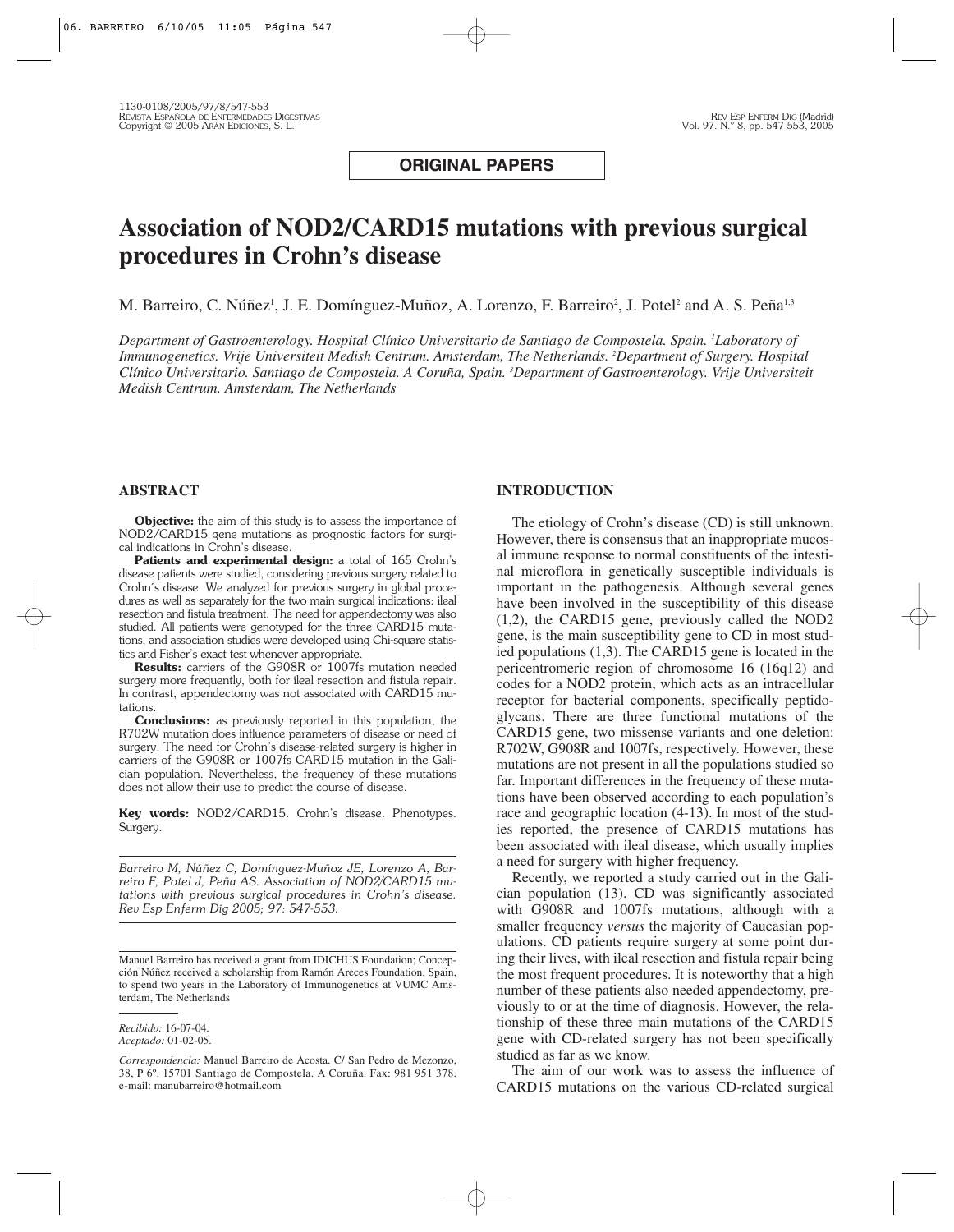**ORIGINAL PAPERS**

# Association of NOD2/CARD15 mutations with previous surgical procedures in Crohn's disease

M. Barreiro, C. Núñez[1], J. E. Domínguez-Muñoz, A. Lorenzo, F. Barreiro[2], J. Potel[2] and A. S. Peña[1,3]

*Department of Gastroenterology. Hospital Clínico Universitario de Santiago de Compostela. Spain. [1]Laboratory of Immunogenetics. Vrije Universiteit Medish Centrum. Amsterdam, The Netherlands. [2]Department of Surgery. Hospital Clínico Universitario. Santiago de Compostela. A Coruña, Spain. [3]Department of Gastroenterology. Vrije Universiteit Medish Centrum. Amsterdam, The Netherlands*

## ABSTRACT

**Objective:** the aim of this study is to assess the importance of NOD2/CARD15 gene mutations as prognostic factors for surgical indications in Crohn's disease.

**Patients and experimental design:** a total of 165 Crohn's disease patients were studied, considering previous surgery related to Crohn´s disease. We analyzed for previous surgery in global procedures as well as separately for the two main surgical indications: ileal resection and fistula treatment. The need for appendectomy was also studied. All patients were genotyped for the three CARD15 mutations, and association studies were developed using Chi-square statistics and Fisher's exact test whenever appropriate.

**Results:** carriers of the G908R or 1007fs mutation needed surgery more frequently, both for ileal resection and fistula repair. In contrast, appendectomy was not associated with CARD15 mutations.

**Conclusions:** as previously reported in this population, the R702W mutation does influence parameters of disease or need of surgery. The need for Crohn's disease-related surgery is higher in carriers of the G908R or 1007fs CARD15 mutation in the Galician population. Nevertheless, the frequency of these mutations does not allow their use to predict the course of disease.

**Key words:** NOD2/CARD15. Crohn's disease. Phenotypes. Surgery.

*Barreiro M, Núñez C, Domínguez-Muñoz JE, Lorenzo A, Barreiro F, Potel J, Peña AS. Association of NOD2/CARD15 mutations with previous surgical procedures in Crohn's disease. Rev Esp Enferm Dig 2005; 97: 547-553.*

Manuel Barreiro has received a grant from IDICHUS Foundation; Concepción Núñez received a scholarship from Ramón Areces Foundation, Spain, to spend two years in the Laboratory of Immunogenetics at VUMC Amsterdam, The Netherlands

*Recibido:* 16-07-04.
*Aceptado:* 01-02-05.

*Correspondencia:* Manuel Barreiro de Acosta. C/ San Pedro de Mezonzo, 38, P 6º. 15701 Santiago de Compostela. A Coruña. Fax: 981 951 378. e-mail: manubarreiro@hotmail.com

## INTRODUCTION

The etiology of Crohn's disease (CD) is still unknown. However, there is consensus that an inappropriate mucosal immune response to normal constituents of the intestinal microflora in genetically susceptible individuals is important in the pathogenesis. Although several genes have been involved in the susceptibility of this disease (1,2), the CARD15 gene, previously called the NOD2 gene, is the main susceptibility gene to CD in most studied populations (1,3). The CARD15 gene is located in the pericentromeric region of chromosome 16 (16q12) and codes for a NOD2 protein, which acts as an intracellular receptor for bacterial components, specifically peptidoglycans. There are three functional mutations of the CARD15 gene, two missense variants and one deletion: R702W, G908R and 1007fs, respectively. However, these mutations are not present in all the populations studied so far. Important differences in the frequency of these mutations have been observed according to each population's race and geographic location (4-13). In most of the studies reported, the presence of CARD15 mutations has been associated with ileal disease, which usually implies a need for surgery with higher frequency.

Recently, we reported a study carried out in the Galician population (13). CD was significantly associated with G908R and 1007fs mutations, although with a smaller frequency *versus* the majority of Caucasian populations. CD patients require surgery at some point during their lives, with ileal resection and fistula repair being the most frequent procedures. It is noteworthy that a high number of these patients also needed appendectomy, previously to or at the time of diagnosis. However, the relationship of these three main mutations of the CARD15 gene with CD-related surgery has not been specifically studied as far as we know.

The aim of our work was to assess the influence of CARD15 mutations on the various CD-related surgical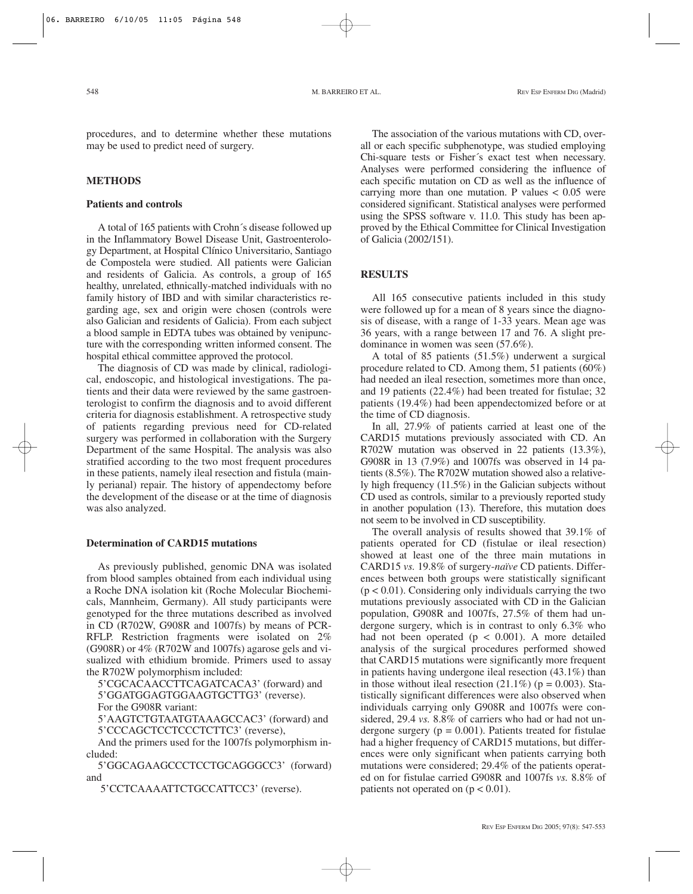procedures, and to determine whether these mutations may be used to predict need of surgery.

## METHODS

### Patients and controls

A total of 165 patients with Crohn´s disease followed up in the Inflammatory Bowel Disease Unit, Gastroenterology Department, at Hospital Clínico Universitario, Santiago de Compostela were studied. All patients were Galician and residents of Galicia. As controls, a group of 165 healthy, unrelated, ethnically-matched individuals with no family history of IBD and with similar characteristics regarding age, sex and origin were chosen (controls were also Galician and residents of Galicia). From each subject a blood sample in EDTA tubes was obtained by venipuncture with the corresponding written informed consent. The hospital ethical committee approved the protocol.

The diagnosis of CD was made by clinical, radiological, endoscopic, and histological investigations. The patients and their data were reviewed by the same gastroenterologist to confirm the diagnosis and to avoid different criteria for diagnosis establishment. A retrospective study of patients regarding previous need for CD-related surgery was performed in collaboration with the Surgery Department of the same Hospital. The analysis was also stratified according to the two most frequent procedures in these patients, namely ileal resection and fistula (mainly perianal) repair. The history of appendectomy before the development of the disease or at the time of diagnosis was also analyzed.

### Determination of CARD15 mutations

As previously published, genomic DNA was isolated from blood samples obtained from each individual using a Roche DNA isolation kit (Roche Molecular Biochemicals, Mannheim, Germany). All study participants were genotyped for the three mutations described as involved in CD (R702W, G908R and 1007fs) by means of PCR-RFLP. Restriction fragments were isolated on 2% (G908R) or 4% (R702W and 1007fs) agarose gels and visualized with ethidium bromide. Primers used to assay the R702W polymorphism included:

5'CGCACAACCTTCAGATCACA3' (forward) and
5'GGATGGAGTGGAAGTGCTTG3' (reverse).

For the G908R variant:

5'AAGTCTGTAATGTAAAGCCAC3' (forward) and
5'CCCAGCTCCTCCCTCTTC3' (reverse),

And the primers used for the 1007fs polymorphism included:

5'GGCAGAAGCCCTCCTGCAGGGCC3' (forward) and
5'CCTCAAAATTCTGCCATTCC3' (reverse).

The association of the various mutations with CD, overall or each specific subphenotype, was studied employing Chi-square tests or Fisher´s exact test when necessary. Analyses were performed considering the influence of each specific mutation on CD as well as the influence of carrying more than one mutation. P values $< 0.05$ were considered significant. Statistical analyses were performed using the SPSS software v. 11.0. This study has been approved by the Ethical Committee for Clinical Investigation of Galicia (2002/151).

## RESULTS

All 165 consecutive patients included in this study were followed up for a mean of 8 years since the diagnosis of disease, with a range of 1-33 years. Mean age was 36 years, with a range between 17 and 76. A slight predominance in women was seen (57.6%).

A total of 85 patients (51.5%) underwent a surgical procedure related to CD. Among them, 51 patients (60%) had needed an ileal resection, sometimes more than once, and 19 patients (22.4%) had been treated for fistulae; 32 patients (19.4%) had been appendectomized before or at the time of CD diagnosis.

In all, 27.9% of patients carried at least one of the CARD15 mutations previously associated with CD. An R702W mutation was observed in 22 patients (13.3%), G908R in 13 (7.9%) and 1007fs was observed in 14 patients (8.5%). The R702W mutation showed also a relatively high frequency (11.5%) in the Galician subjects without CD used as controls, similar to a previously reported study in another population (13). Therefore, this mutation does not seem to be involved in CD susceptibility.

The overall analysis of results showed that 39.1% of patients operated for CD (fistulae or ileal resection) showed at least one of the three main mutations in CARD15 *vs.* 19.8% of surgery-*naïve* CD patients. Differences between both groups were statistically significant ($p < 0.01$). Considering only individuals carrying the two mutations previously associated with CD in the Galician population, G908R and 1007fs, 27.5% of them had undergone surgery, which is in contrast to only 6.3% who had not been operated ($p < 0.001$). A more detailed analysis of the surgical procedures performed showed that CARD15 mutations were significantly more frequent in patients having undergone ileal resection (43.1%) than in those without ileal resection (21.1%) ($p = 0.003$). Statistically significant differences were also observed when individuals carrying only G908R and 1007fs were considered, 29.4 *vs.* 8.8% of carriers who had or had not undergone surgery ($p = 0.001$). Patients treated for fistulae had a higher frequency of CARD15 mutations, but differences were only significant when patients carrying both mutations were considered; 29.4% of the patients operated on for fistulae carried G908R and 1007fs *vs.* 8.8% of patients not operated on ($p < 0.01$).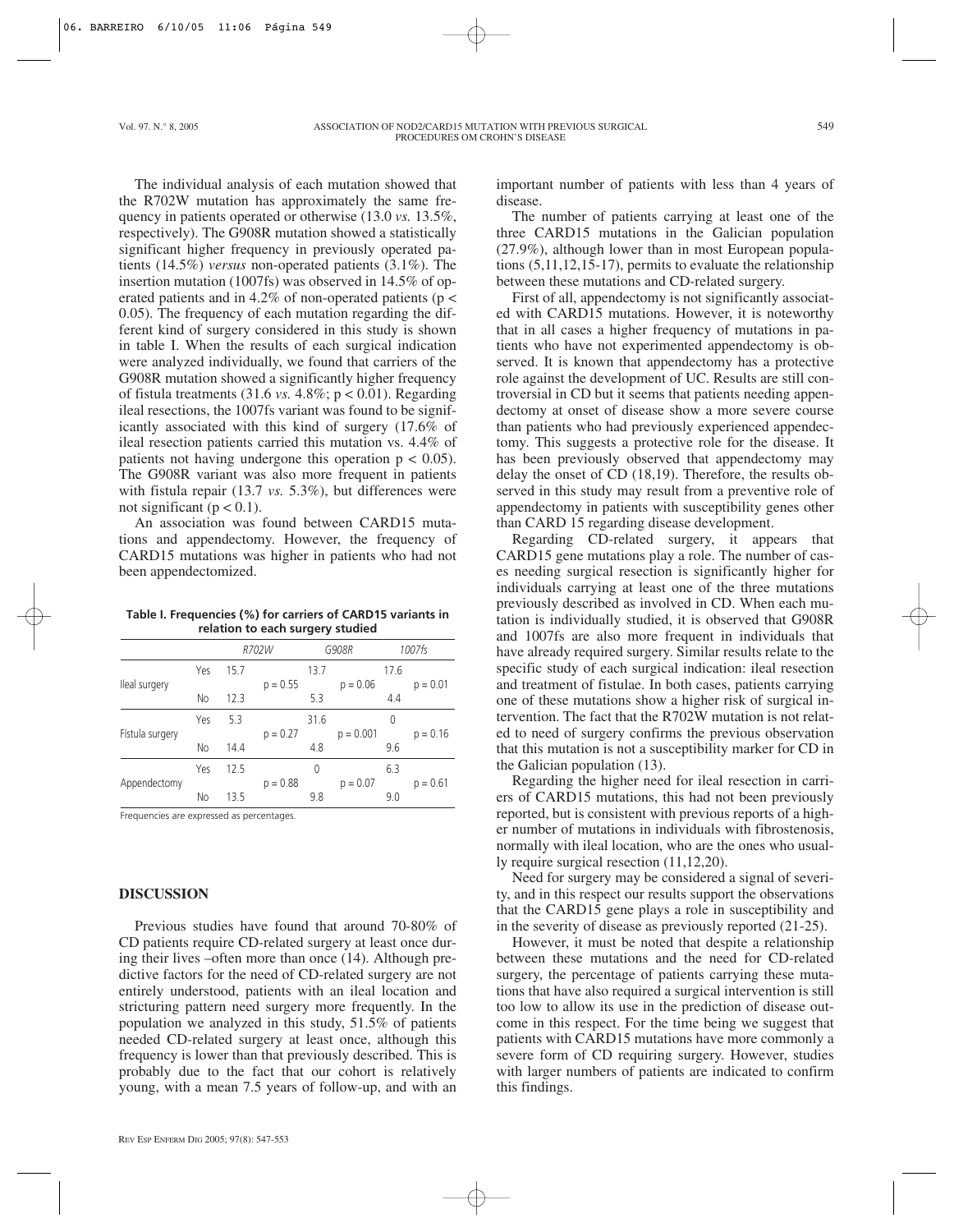The individual analysis of each mutation showed that the R702W mutation has approximately the same frequency in patients operated or otherwise (13.0 *vs.* 13.5%, respectively). The G908R mutation showed a statistically significant higher frequency in previously operated patients (14.5%) *versus* non-operated patients (3.1%). The insertion mutation (1007fs) was observed in 14.5% of operated patients and in 4.2% of non-operated patients ($p < 0.05$). The frequency of each mutation regarding the different kind of surgery considered in this study is shown in table I. When the results of each surgical indication were analyzed individually, we found that carriers of the G908R mutation showed a significantly higher frequency of fistula treatments (31.6 *vs.* 4.8%; $p < 0.01$). Regarding ileal resections, the 1007fs variant was found to be significantly associated with this kind of surgery (17.6% of ileal resection patients carried this mutation vs. 4.4% of patients not having undergone this operation $p < 0.05$). The G908R variant was also more frequent in patients with fistula repair (13.7 *vs.* 5.3%), but differences were not significant ($p < 0.1$).

An association was found between CARD15 mutations and appendectomy. However, the frequency of CARD15 mutations was higher in patients who had not been appendectomized.

**Table I. Frequencies (%) for carriers of CARD15 variants in relation to each surgery studied**

| | | *R702W* | | *G908R* | | *1007fs* | |
|---|---|---|---|---|---|---|---|
| Ileal surgery | Yes | 15.7 | p = 0.55 | 13.7 | p = 0.06 | 17.6 | p = 0.01 |
| | No | 12.3 | | 5.3 | | 4.4 | |
| Fístula surgery | Yes | 5.3 | p = 0.27 | 31.6 | p = 0.001 | 0 | p = 0.16 |
| | No | 14.4 | | 4.8 | | 9.6 | |
| Appendectomy | Yes | 12.5 | p = 0.88 | 0 | p = 0.07 | 6.3 | p = 0.61 |
| | No | 13.5 | | 9.8 | | 9.0 | |

Frequencies are expressed as percentages.

## DISCUSSION

Previous studies have found that around 70-80% of CD patients require CD-related surgery at least once during their lives –often more than once (14). Although predictive factors for the need of CD-related surgery are not entirely understood, patients with an ileal location and stricturing pattern need surgery more frequently. In the population we analyzed in this study, 51.5% of patients needed CD-related surgery at least once, although this frequency is lower than that previously described. This is probably due to the fact that our cohort is relatively young, with a mean 7.5 years of follow-up, and with an important number of patients with less than 4 years of disease.

The number of patients carrying at least one of the three CARD15 mutations in the Galician population (27.9%), although lower than in most European populations (5,11,12,15-17), permits to evaluate the relationship between these mutations and CD-related surgery.

First of all, appendectomy is not significantly associated with CARD15 mutations. However, it is noteworthy that in all cases a higher frequency of mutations in patients who have not experimented appendectomy is observed. It is known that appendectomy has a protective role against the development of UC. Results are still controversial in CD but it seems that patients needing appendectomy at onset of disease show a more severe course than patients who had previously experienced appendectomy. This suggests a protective role for the disease. It has been previously observed that appendectomy may delay the onset of CD (18,19). Therefore, the results observed in this study may result from a preventive role of appendectomy in patients with susceptibility genes other than CARD 15 regarding disease development.

Regarding CD-related surgery, it appears that CARD15 gene mutations play a role. The number of cases needing surgical resection is significantly higher for individuals carrying at least one of the three mutations previously described as involved in CD. When each mutation is individually studied, it is observed that G908R and 1007fs are also more frequent in individuals that have already required surgery. Similar results relate to the specific study of each surgical indication: ileal resection and treatment of fistulae. In both cases, patients carrying one of these mutations show a higher risk of surgical intervention. The fact that the R702W mutation is not related to need of surgery confirms the previous observation that this mutation is not a susceptibility marker for CD in the Galician population (13).

Regarding the higher need for ileal resection in carriers of CARD15 mutations, this had not been previously reported, but is consistent with previous reports of a higher number of mutations in individuals with fibrostenosis, normally with ileal location, who are the ones who usually require surgical resection (11,12,20).

Need for surgery may be considered a signal of severity, and in this respect our results support the observations that the CARD15 gene plays a role in susceptibility and in the severity of disease as previously reported (21-25).

However, it must be noted that despite a relationship between these mutations and the need for CD-related surgery, the percentage of patients carrying these mutations that have also required a surgical intervention is still too low to allow its use in the prediction of disease outcome in this respect. For the time being we suggest that patients with CARD15 mutations have more commonly a severe form of CD requiring surgery. However, studies with larger numbers of patients are indicated to confirm this findings.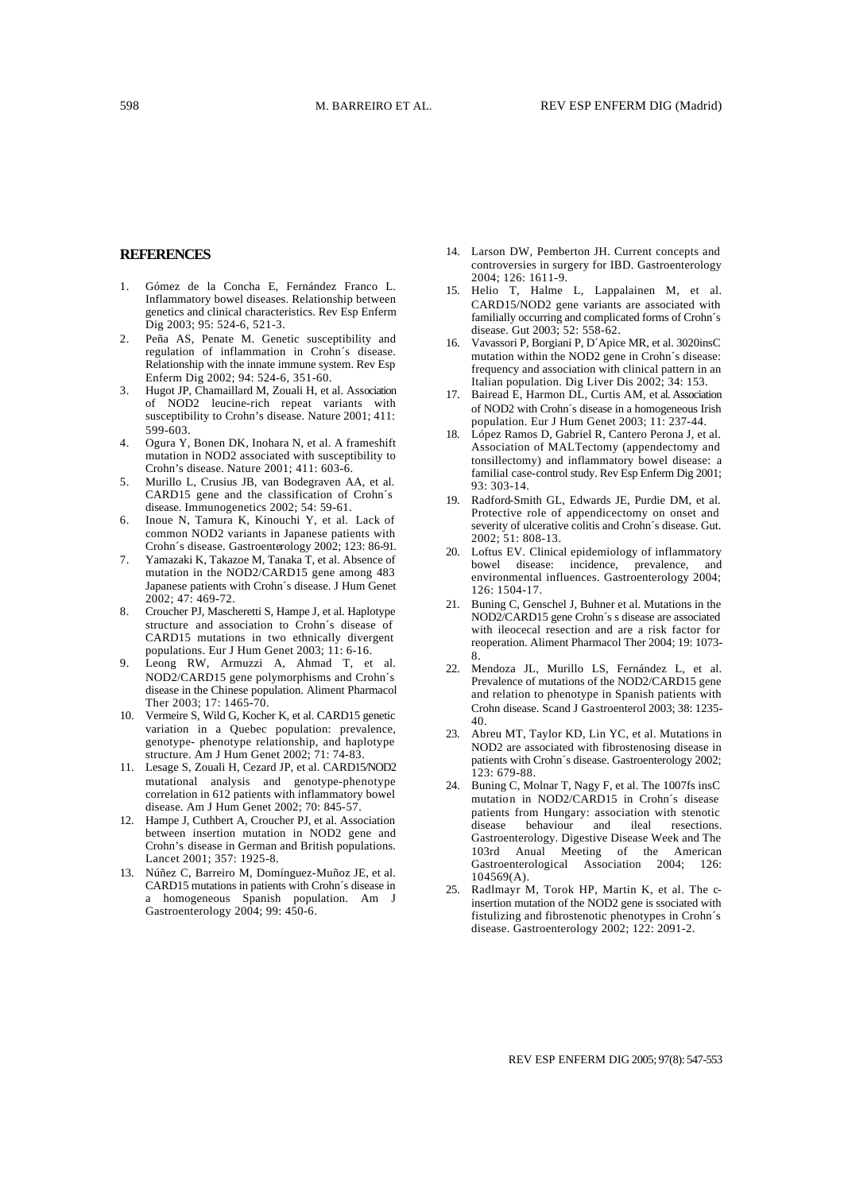## REFERENCES

1. Gómez de la Concha E, Fernández Franco L. Inflammatory bowel diseases. Relationship between genetics and clinical characteristics. Rev Esp Enferm Dig 2003; 95: 524-6, 521-3.
2. Peña AS, Penate M. Genetic susceptibility and regulation of inflammation in Crohn´s disease. Relationship with the innate immune system. Rev Esp Enferm Dig 2002; 94: 524-6, 351-60.
3. Hugot JP, Chamaillard M, Zouali H, et al. Association of NOD2 leucine-rich repeat variants with susceptibility to Crohn's disease. Nature 2001; 411: 599-603.
4. Ogura Y, Bonen DK, Inohara N, et al. A frameshift mutation in NOD2 associated with susceptibility to Crohn's disease. Nature 2001; 411: 603-6.
5. Murillo L, Crusius JB, van Bodegraven AA, et al. CARD15 gene and the classification of Crohn´s disease. Immunogenetics 2002; 54: 59-61.
6. Inoue N, Tamura K, Kinouchi Y, et al. Lack of common NOD2 variants in Japanese patients with Crohn´s disease. Gastroenterology 2002; 123: 86-91.
7. Yamazaki K, Takazoe M, Tanaka T, et al. Absence of mutation in the NOD2/CARD15 gene among 483 Japanese patients with Crohn´s disease. J Hum Genet 2002; 47: 469-72.
8. Croucher PJ, Mascheretti S, Hampe J, et al. Haplotype structure and association to Crohn´s disease of CARD15 mutations in two ethnically divergent populations. Eur J Hum Genet 2003; 11: 6-16.
9. Leong RW, Armuzzi A, Ahmad T, et al. NOD2/CARD15 gene polymorphisms and Crohn´s disease in the Chinese population. Aliment Pharmacol Ther 2003; 17: 1465-70.
10. Vermeire S, Wild G, Kocher K, et al. CARD15 genetic variation in a Quebec population: prevalence, genotype- phenotype relationship, and haplotype structure. Am J Hum Genet 2002; 71: 74-83.
11. Lesage S, Zouali H, Cezard JP, et al. CARD15/NOD2 mutational analysis and genotype-phenotype correlation in 612 patients with inflammatory bowel disease. Am J Hum Genet 2002; 70: 845-57.
12. Hampe J, Cuthbert A, Croucher PJ, et al. Association between insertion mutation in NOD2 gene and Crohn's disease in German and British populations. Lancet 2001; 357: 1925-8.
13. Núñez C, Barreiro M, Domínguez-Muñoz JE, et al. CARD15 mutations in patients with Crohn´s disease in a homogeneous Spanish population. Am J Gastroenterology 2004; 99: 450-6.
14. Larson DW, Pemberton JH. Current concepts and controversies in surgery for IBD. Gastroenterology 2004; 126: 1611-9.
15. Helio T, Halme L, Lappalainen M, et al. CARD15/NOD2 gene variants are associated with familially occurring and complicated forms of Crohn´s disease. Gut 2003; 52: 558-62.
16. Vavassori P, Borgiani P, D´Apice MR, et al. 3020insC mutation within the NOD2 gene in Crohn´s disease: frequency and association with clinical pattern in an Italian population. Dig Liver Dis 2002; 34: 153.
17. Bairead E, Harmon DL, Curtis AM, et al. Association of NOD2 with Crohn´s disease in a homogeneous Irish population. Eur J Hum Genet 2003; 11: 237-44.
18. López Ramos D, Gabriel R, Cantero Perona J, et al. Association of MALTectomy (appendectomy and tonsillectomy) and inflammatory bowel disease: a familial case-control study. Rev Esp Enferm Dig 2001; 93: 303-14.
19. Radford-Smith GL, Edwards JE, Purdie DM, et al. Protective role of appendicectomy on onset and severity of ulcerative colitis and Crohn´s disease. Gut. 2002; 51: 808-13.
20. Loftus EV. Clinical epidemiology of inflammatory bowel disease: incidence, prevalence, and environmental influences. Gastroenterology 2004; 126: 1504-17.
21. Buning C, Genschel J, Buhner et al. Mutations in the NOD2/CARD15 gene Crohn´s s disease are associated with ileocecal resection and are a risk factor for reoperation. Aliment Pharmacol Ther 2004; 19: 1073-8.
22. Mendoza JL, Murillo LS, Fernández L, et al. Prevalence of mutations of the NOD2/CARD15 gene and relation to phenotype in Spanish patients with Crohn disease. Scand J Gastroenterol 2003; 38: 1235-40.
23. Abreu MT, Taylor KD, Lin YC, et al. Mutations in NOD2 are associated with fibrostenosing disease in patients with Crohn´s disease. Gastroenterology 2002; 123: 679-88.
24. Buning C, Molnar T, Nagy F, et al. The 1007fs insC mutation in NOD2/CARD15 in Crohn´s disease patients from Hungary: association with stenotic disease behaviour and ileal resections. Gastroenterology. Digestive Disease Week and The 103rd Anual Meeting of the American Gastroenterological Association 2004; 126: 104569(A).
25. Radlmayr M, Torok HP, Martin K, et al. The c-insertion mutation of the NOD2 gene is ssociated with fistulizing and fibrostenotic phenotypes in Crohn´s disease. Gastroenterology 2002; 122: 2091-2.